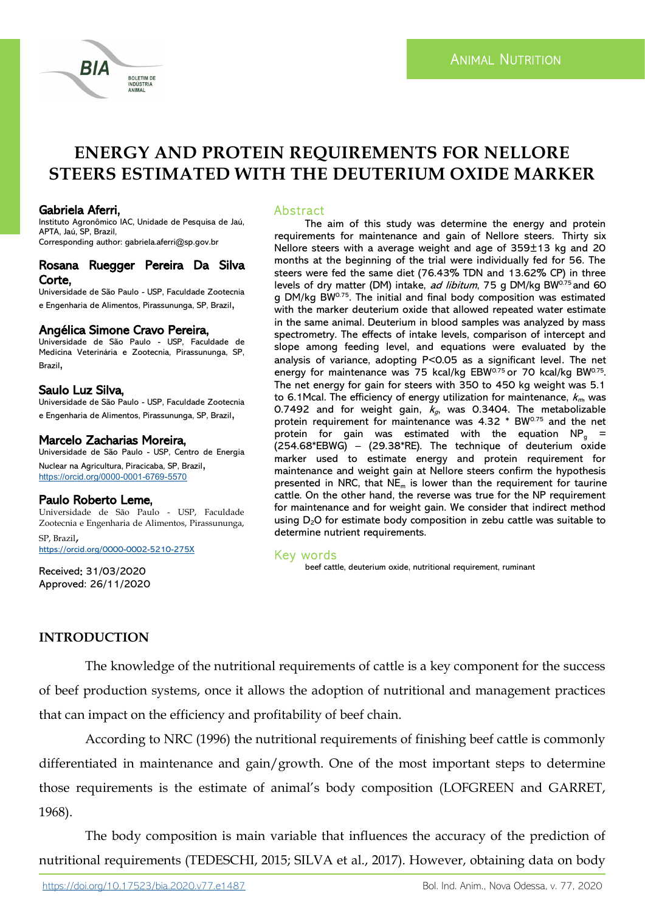ANIMAL NUTRITION

# ENERGY AND PROTEIN REQUIREMENTS FOR NELLORE STEERS ESTIMATED WITH THE DEUTERIUM OXIDE MARKER

**Gabriela Aferri,**
Instituto Agronômico IAC, Unidade de Pesquisa de Jaú, APTA, Jaú, SP, Brazil,
Corresponding author: gabriela.aferri@sp.gov.br

**Rosana Ruegger Pereira Da Silva Corte,**
Universidade de São Paulo - USP, Faculdade Zootecnia e Engenharia de Alimentos, Pirassununga, SP, Brazil,

**Angélica Simone Cravo Pereira,**
Universidade de São Paulo - USP, Faculdade de Medicina Veterinária e Zootecnia, Pirassununga, SP, Brazil,

**Saulo Luz Silva,**
Universidade de São Paulo - USP, Faculdade Zootecnia e Engenharia de Alimentos, Pirassununga, SP, Brazil,

**Marcelo Zacharias Moreira,**
Universidade de São Paulo - USP, Centro de Energia Nuclear na Agricultura, Piracicaba, SP, Brazil,
https://orcid.org/0000-0001-6769-5570

**Paulo Roberto Leme,**
Universidade de São Paulo - USP, Faculdade Zootecnia e Engenharia de Alimentos, Pirassununga, SP, Brazil,
https://orcid.org/0000-0002-5210-275X

Received: 31/03/2020
Approved: 26/11/2020

## Abstract

The aim of this study was determine the energy and protein requirements for maintenance and gain of Nellore steers. Thirty six Nellore steers with a average weight and age of 359±13 kg and 20 months at the beginning of the trial were individually fed for 56. The steers were fed the same diet (76.43% TDN and 13.62% CP) in three levels of dry matter (DM) intake, *ad libitum*, 75 g DM/kg $BW^{0.75}$ and 60 g DM/kg $BW^{0.75}$. The initial and final body composition was estimated with the marker deuterium oxide that allowed repeated water estimate in the same animal. Deuterium in blood samples was analyzed by mass spectrometry. The effects of intake levels, comparison of intercept and slope among feeding level, and equations were evaluated by the analysis of variance, adopting P<0.05 as a significant level. The net energy for maintenance was 75 kcal/kg $EBW^{0.75}$ or 70 kcal/kg $BW^{0.75}$. The net energy for gain for steers with 350 to 450 kg weight was 5.1 to 6.1Mcal. The efficiency of energy utilization for maintenance, $k_m$ was 0.7492 and for weight gain, $k_g$, was 0.3404. The metabolizable protein requirement for maintenance was 4.32 * $BW^{0.75}$ and the net protein for gain was estimated with the equation $NP_g$ = (254.68*EBWG) – (29.38*RE). The technique of deuterium oxide marker used to estimate energy and protein requirement for maintenance and weight gain at Nellore steers confirm the hypothesis presented in NRC, that $NE_m$ is lower than the requirement for taurine cattle. On the other hand, the reverse was true for the NP requirement for maintenance and for weight gain. We consider that indirect method using $D_2O$ for estimate body composition in zebu cattle was suitable to determine nutrient requirements.

## Key words

beef cattle, deuterium oxide, nutritional requirement, ruminant

## INTRODUCTION

The knowledge of the nutritional requirements of cattle is a key component for the success of beef production systems, once it allows the adoption of nutritional and management practices that can impact on the efficiency and profitability of beef chain.

According to NRC (1996) the nutritional requirements of finishing beef cattle is commonly differentiated in maintenance and gain/growth. One of the most important steps to determine those requirements is the estimate of animal's body composition (LOFGREEN and GARRET, 1968).

The body composition is main variable that influences the accuracy of the prediction of nutritional requirements (TEDESCHI, 2015; SILVA et al., 2017). However, obtaining data on body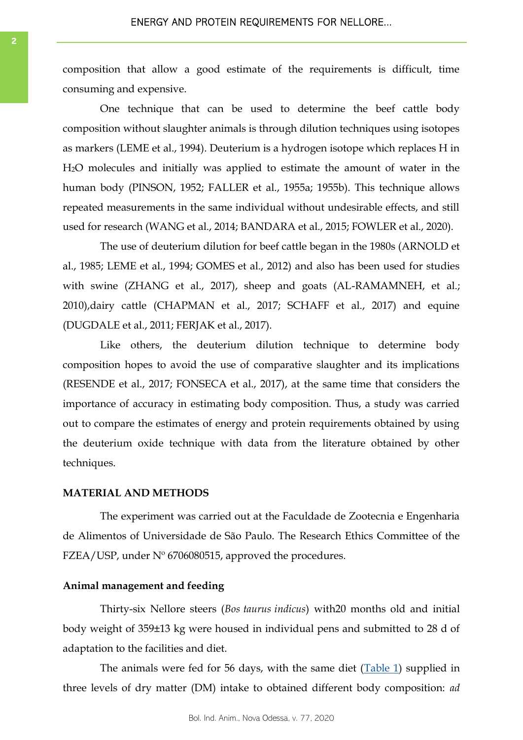composition that allow a good estimate of the requirements is difficult, time consuming and expensive.

One technique that can be used to determine the beef cattle body composition without slaughter animals is through dilution techniques using isotopes as markers (LEME et al., 1994). Deuterium is a hydrogen isotope which replaces H in $H_2O$ molecules and initially was applied to estimate the amount of water in the human body (PINSON, 1952; FALLER et al., 1955a; 1955b). This technique allows repeated measurements in the same individual without undesirable effects, and still used for research (WANG et al., 2014; BANDARA et al., 2015; FOWLER et al., 2020).

The use of deuterium dilution for beef cattle began in the 1980s (ARNOLD et al., 1985; LEME et al., 1994; GOMES et al., 2012) and also has been used for studies with swine (ZHANG et al., 2017), sheep and goats (AL-RAMAMNEH, et al.; 2010),dairy cattle (CHAPMAN et al., 2017; SCHAFF et al., 2017) and equine (DUGDALE et al., 2011; FERJAK et al., 2017).

Like others, the deuterium dilution technique to determine body composition hopes to avoid the use of comparative slaughter and its implications (RESENDE et al., 2017; FONSECA et al., 2017), at the same time that considers the importance of accuracy in estimating body composition. Thus, a study was carried out to compare the estimates of energy and protein requirements obtained by using the deuterium oxide technique with data from the literature obtained by other techniques.

## MATERIAL AND METHODS

The experiment was carried out at the Faculdade de Zootecnia e Engenharia de Alimentos of Universidade de São Paulo. The Research Ethics Committee of the FZEA/USP, under Nº 6706080515, approved the procedures.

### Animal management and feeding

Thirty-six Nellore steers (*Bos taurus indicus*) with20 months old and initial body weight of 359±13 kg were housed in individual pens and submitted to 28 d of adaptation to the facilities and diet.

The animals were fed for 56 days, with the same diet (Table 1) supplied in three levels of dry matter (DM) intake to obtained different body composition: *ad*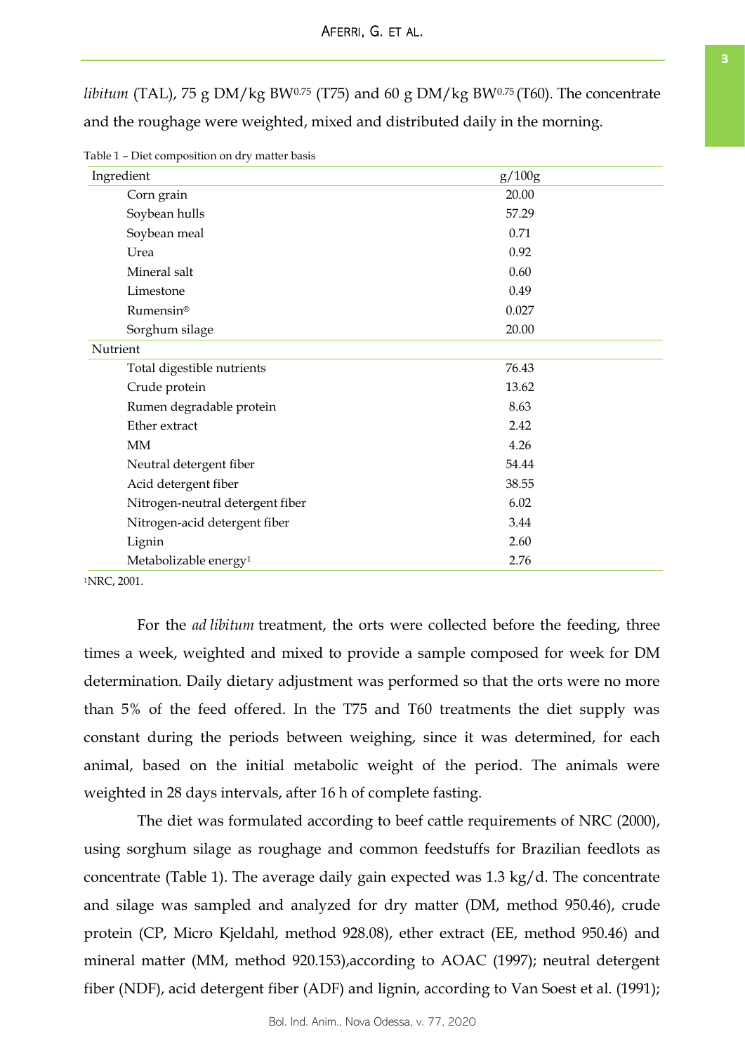*libitum* (TAL), 75 g DM/kg $BW^{0.75}$ (T75) and 60 g DM/kg $BW^{0.75}$ (T60). The concentrate and the roughage were weighted, mixed and distributed daily in the morning.

Table 1 – Diet composition on dry matter basis

| Ingredient | g/100g |
|---|---|
| Corn grain | 20.00 |
| Soybean hulls | 57.29 |
| Soybean meal | 0.71 |
| Urea | 0.92 |
| Mineral salt | 0.60 |
| Limestone | 0.49 |
| Rumensin® | 0.027 |
| Sorghum silage | 20.00 |
| **Nutrient** | |
| Total digestible nutrients | 76.43 |
| Crude protein | 13.62 |
| Rumen degradable protein | 8.63 |
| Ether extract | 2.42 |
| MM | 4.26 |
| Neutral detergent fiber | 54.44 |
| Acid detergent fiber | 38.55 |
| Nitrogen-neutral detergent fiber | 6.02 |
| Nitrogen-acid detergent fiber | 3.44 |
| Lignin | 2.60 |
| Metabolizable energy[1] | 2.76 |

[1]NRC, 2001.

For the *ad libitum* treatment, the orts were collected before the feeding, three times a week, weighted and mixed to provide a sample composed for week for DM determination. Daily dietary adjustment was performed so that the orts were no more than 5% of the feed offered. In the T75 and T60 treatments the diet supply was constant during the periods between weighing, since it was determined, for each animal, based on the initial metabolic weight of the period. The animals were weighted in 28 days intervals, after 16 h of complete fasting.

The diet was formulated according to beef cattle requirements of NRC (2000), using sorghum silage as roughage and common feedstuffs for Brazilian feedlots as concentrate (Table 1). The average daily gain expected was 1.3 kg/d. The concentrate and silage was sampled and analyzed for dry matter (DM, method 950.46), crude protein (CP, Micro Kjeldahl, method 928.08), ether extract (EE, method 950.46) and mineral matter (MM, method 920.153),according to AOAC (1997); neutral detergent fiber (NDF), acid detergent fiber (ADF) and lignin, according to Van Soest et al. (1991);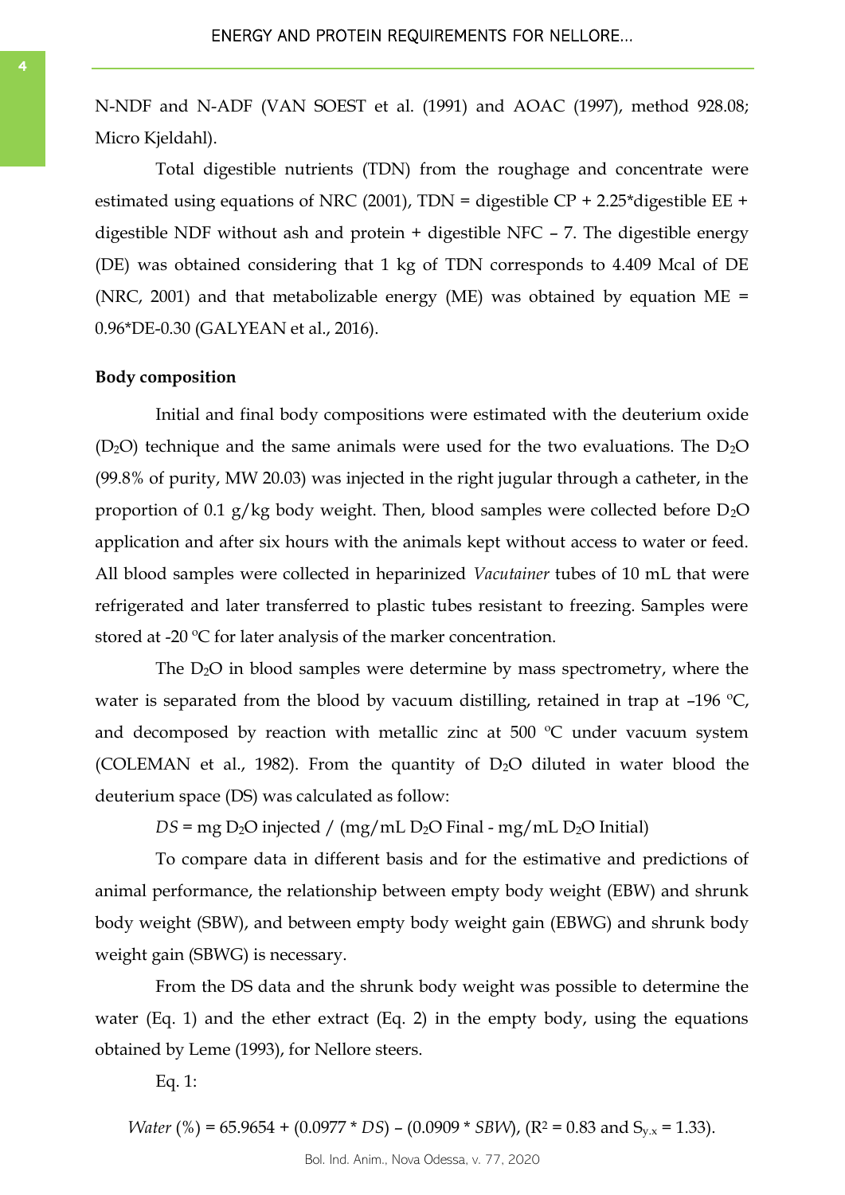N-NDF and N-ADF (VAN SOEST et al. (1991) and AOAC (1997), method 928.08; Micro Kjeldahl).

Total digestible nutrients (TDN) from the roughage and concentrate were estimated using equations of NRC (2001), TDN = digestible CP + 2.25*digestible EE + digestible NDF without ash and protein + digestible NFC – 7. The digestible energy (DE) was obtained considering that 1 kg of TDN corresponds to 4.409 Mcal of DE (NRC, 2001) and that metabolizable energy (ME) was obtained by equation ME = 0.96*DE-0.30 (GALYEAN et al., 2016).

**Body composition**

Initial and final body compositions were estimated with the deuterium oxide ($D_2O$) technique and the same animals were used for the two evaluations. The $D_2O$ (99.8% of purity, MW 20.03) was injected in the right jugular through a catheter, in the proportion of 0.1 g/kg body weight. Then, blood samples were collected before $D_2O$ application and after six hours with the animals kept without access to water or feed. All blood samples were collected in heparinized *Vacutainer* tubes of 10 mL that were refrigerated and later transferred to plastic tubes resistant to freezing. Samples were stored at -20 ºC for later analysis of the marker concentration.

The $D_2O$ in blood samples were determine by mass spectrometry, where the water is separated from the blood by vacuum distilling, retained in trap at –196 ºC, and decomposed by reaction with metallic zinc at 500 ºC under vacuum system (COLEMAN et al., 1982). From the quantity of $D_2O$ diluted in water blood the deuterium space (DS) was calculated as follow:

$$DS = \text{mg } D_2O \text{ injected} / (\text{mg/mL } D_2O \text{ Final} - \text{mg/mL } D_2O \text{ Initial})$$

To compare data in different basis and for the estimative and predictions of animal performance, the relationship between empty body weight (EBW) and shrunk body weight (SBW), and between empty body weight gain (EBWG) and shrunk body weight gain (SBWG) is necessary.

From the DS data and the shrunk body weight was possible to determine the water (Eq. 1) and the ether extract (Eq. 2) in the empty body, using the equations obtained by Leme (1993), for Nellore steers.

Eq. 1:

$$Water\ (\%) = 65.9654 + (0.0977 * DS) - (0.0909 * SBW),\ (R^2 = 0.83 \text{ and } S_{y.x} = 1.33).$$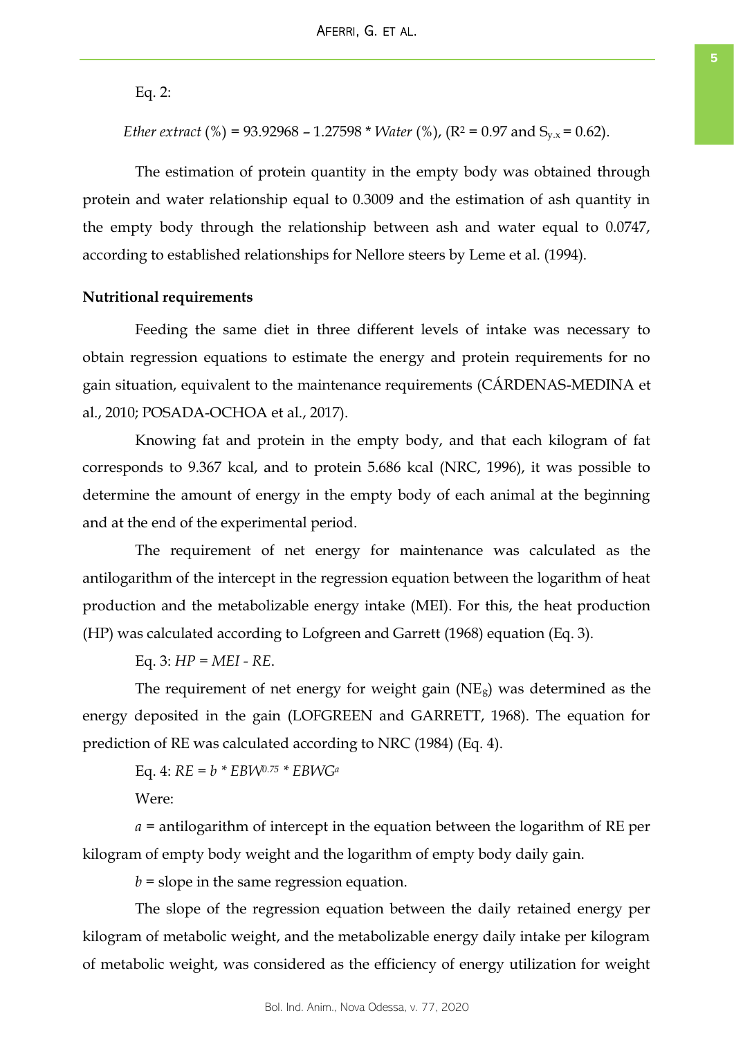Eq. 2:

*Ether extract* (%) = 93.92968 – 1.27598 * *Water* (%), ($R^2$ = 0.97 and $S_{y.x}$ = 0.62).

The estimation of protein quantity in the empty body was obtained through protein and water relationship equal to 0.3009 and the estimation of ash quantity in the empty body through the relationship between ash and water equal to 0.0747, according to established relationships for Nellore steers by Leme et al. (1994).

**Nutritional requirements**

Feeding the same diet in three different levels of intake was necessary to obtain regression equations to estimate the energy and protein requirements for no gain situation, equivalent to the maintenance requirements (CÁRDENAS-MEDINA et al., 2010; POSADA-OCHOA et al., 2017).

Knowing fat and protein in the empty body, and that each kilogram of fat corresponds to 9.367 kcal, and to protein 5.686 kcal (NRC, 1996), it was possible to determine the amount of energy in the empty body of each animal at the beginning and at the end of the experimental period.

The requirement of net energy for maintenance was calculated as the antilogarithm of the intercept in the regression equation between the logarithm of heat production and the metabolizable energy intake (MEI). For this, the heat production (HP) was calculated according to Lofgreen and Garrett (1968) equation (Eq. 3).

Eq. 3: $HP = MEI - RE$.

The requirement of net energy for weight gain ($NE_g$) was determined as the energy deposited in the gain (LOFGREEN and GARRETT, 1968). The equation for prediction of RE was calculated according to NRC (1984) (Eq. 4).

Eq. 4: $RE = b * EBW^{0.75} * EBWG^{a}$

Were:

$a$ = antilogarithm of intercept in the equation between the logarithm of RE per kilogram of empty body weight and the logarithm of empty body daily gain.

$b$ = slope in the same regression equation.

The slope of the regression equation between the daily retained energy per kilogram of metabolic weight, and the metabolizable energy daily intake per kilogram of metabolic weight, was considered as the efficiency of energy utilization for weight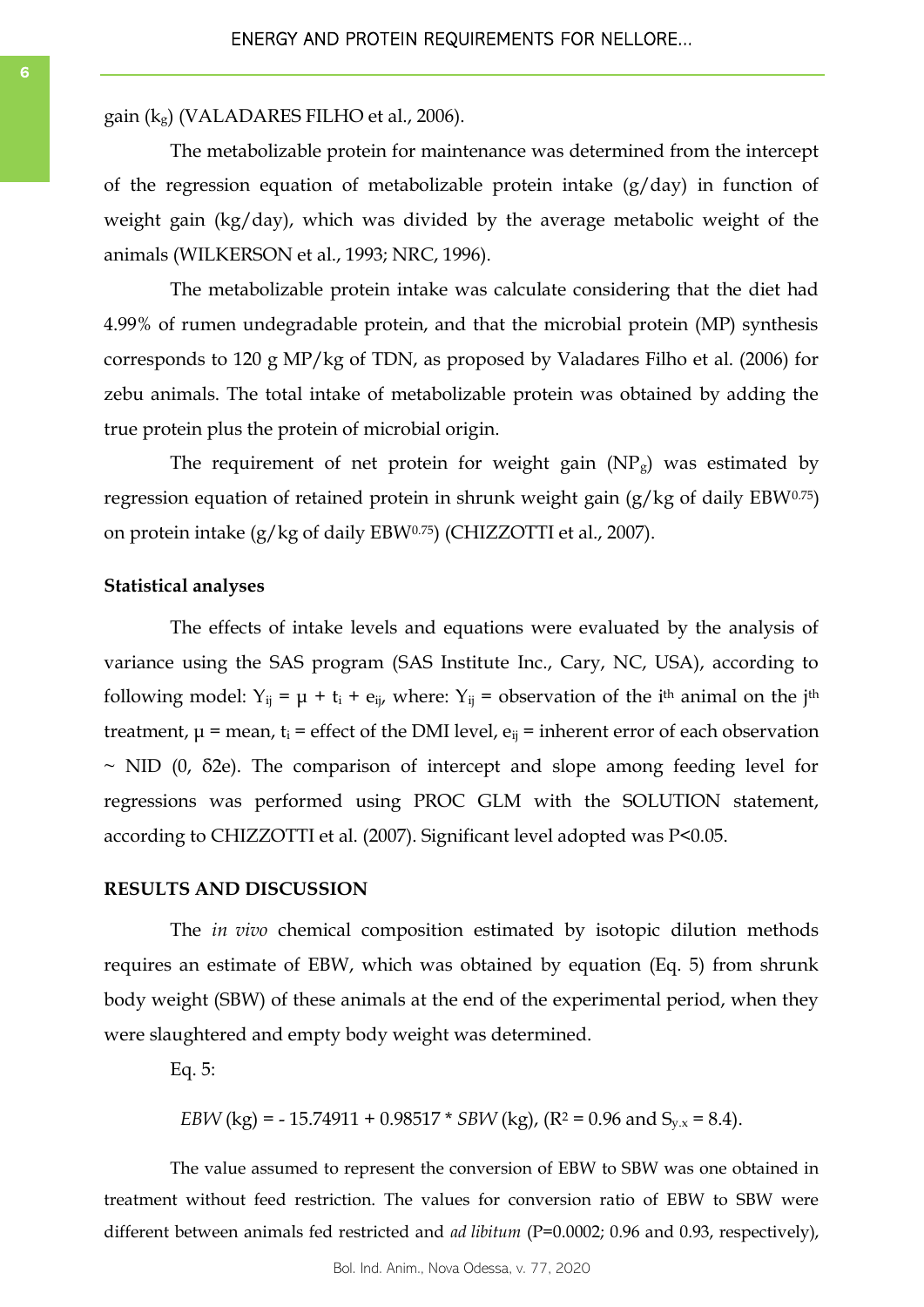gain ($k_g$) (VALADARES FILHO et al., 2006).

The metabolizable protein for maintenance was determined from the intercept of the regression equation of metabolizable protein intake (g/day) in function of weight gain (kg/day), which was divided by the average metabolic weight of the animals (WILKERSON et al., 1993; NRC, 1996).

The metabolizable protein intake was calculate considering that the diet had 4.99% of rumen undegradable protein, and that the microbial protein (MP) synthesis corresponds to 120 g MP/kg of TDN, as proposed by Valadares Filho et al. (2006) for zebu animals. The total intake of metabolizable protein was obtained by adding the true protein plus the protein of microbial origin.

The requirement of net protein for weight gain ($NP_g$) was estimated by regression equation of retained protein in shrunk weight gain (g/kg of daily $EBW^{0.75}$) on protein intake (g/kg of daily $EBW^{0.75}$) (CHIZZOTTI et al., 2007).

**Statistical analyses**

The effects of intake levels and equations were evaluated by the analysis of variance using the SAS program (SAS Institute Inc., Cary, NC, USA), according to following model: $Y_{ij} = \mu + t_i + e_{ij}$, where: $Y_{ij}$ = observation of the $i^{th}$ animal on the $j^{th}$ treatment, $\mu$ = mean, $t_i$ = effect of the DMI level, $e_{ij}$ = inherent error of each observation ~ NID (0, δ2e). The comparison of intercept and slope among feeding level for regressions was performed using PROC GLM with the SOLUTION statement, according to CHIZZOTTI et al. (2007). Significant level adopted was $P<0.05$.

**RESULTS AND DISCUSSION**

The *in vivo* chemical composition estimated by isotopic dilution methods requires an estimate of EBW, which was obtained by equation (Eq. 5) from shrunk body weight (SBW) of these animals at the end of the experimental period, when they were slaughtered and empty body weight was determined.

Eq. 5:

$$EBW\text{ (kg)} = -15.74911 + 0.98517 * SBW\text{ (kg)}, (R^2 = 0.96 \text{ and } S_{y.x} = 8.4).$$

The value assumed to represent the conversion of EBW to SBW was one obtained in treatment without feed restriction. The values for conversion ratio of EBW to SBW were different between animals fed restricted and *ad libitum* ($P=0.0002$; 0.96 and 0.93, respectively),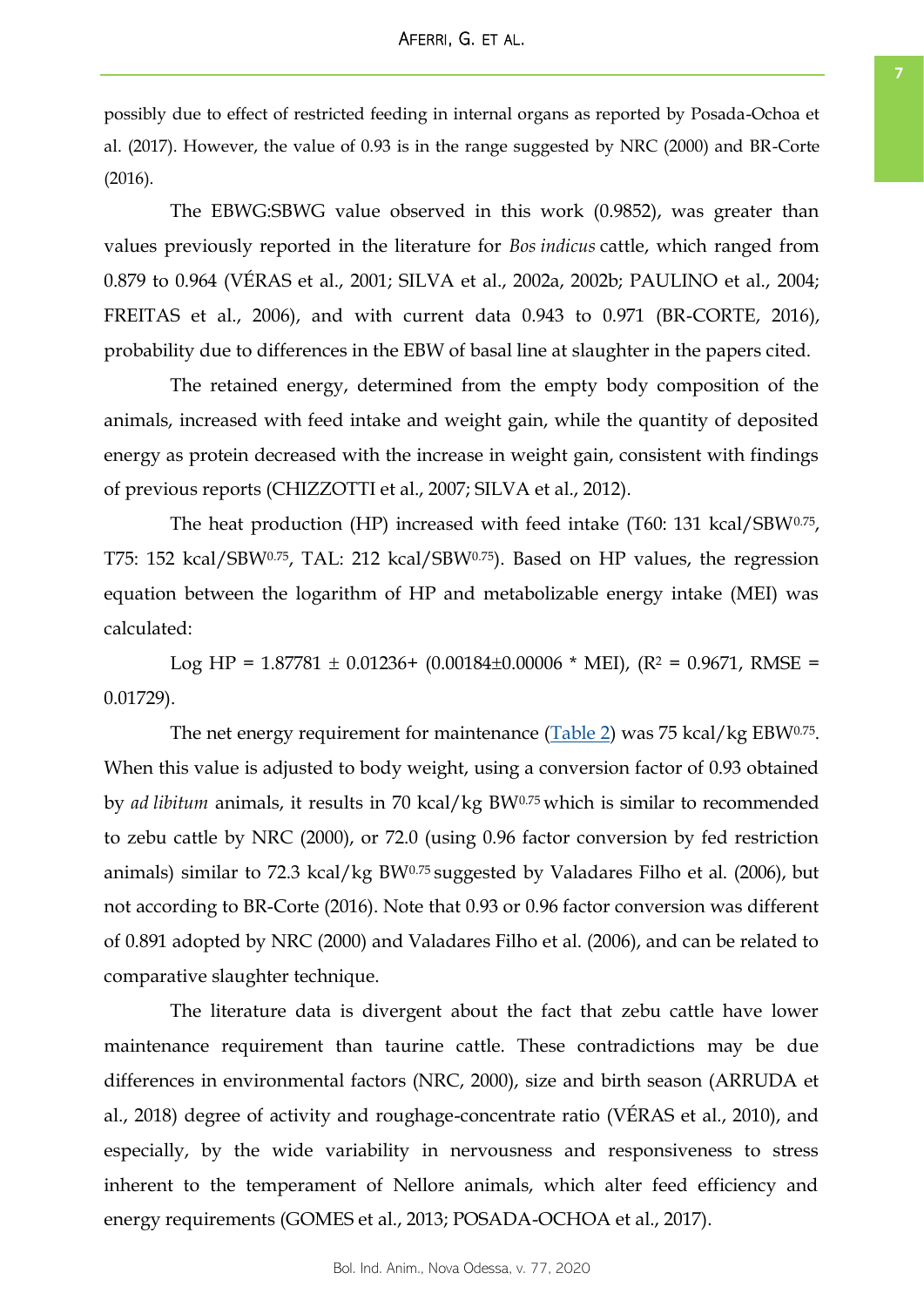possibly due to effect of restricted feeding in internal organs as reported by Posada-Ochoa et al. (2017). However, the value of 0.93 is in the range suggested by NRC (2000) and BR-Corte (2016).

The EBWG:SBWG value observed in this work (0.9852), was greater than values previously reported in the literature for *Bos indicus* cattle, which ranged from 0.879 to 0.964 (VÉRAS et al., 2001; SILVA et al., 2002a, 2002b; PAULINO et al., 2004; FREITAS et al., 2006), and with current data 0.943 to 0.971 (BR-CORTE, 2016), probability due to differences in the EBW of basal line at slaughter in the papers cited.

The retained energy, determined from the empty body composition of the animals, increased with feed intake and weight gain, while the quantity of deposited energy as protein decreased with the increase in weight gain, consistent with findings of previous reports (CHIZZOTTI et al., 2007; SILVA et al., 2012).

The heat production (HP) increased with feed intake (T60: 131 kcal/SBW$^{0.75}$, T75: 152 kcal/SBW$^{0.75}$, TAL: 212 kcal/SBW$^{0.75}$). Based on HP values, the regression equation between the logarithm of HP and metabolizable energy intake (MEI) was calculated:

$$\text{Log HP} = 1.87781 \pm 0.01236 + (0.00184 \pm 0.00006 * \text{MEI}), \ (R^2 = 0.9671, \ \text{RMSE} = 0.01729).$$

The net energy requirement for maintenance (Table 2) was 75 kcal/kg EBW$^{0.75}$. When this value is adjusted to body weight, using a conversion factor of 0.93 obtained by *ad libitum* animals, it results in 70 kcal/kg BW$^{0.75}$ which is similar to recommended to zebu cattle by NRC (2000), or 72.0 (using 0.96 factor conversion by fed restriction animals) similar to 72.3 kcal/kg BW$^{0.75}$ suggested by Valadares Filho et al. (2006), but not according to BR-Corte (2016). Note that 0.93 or 0.96 factor conversion was different of 0.891 adopted by NRC (2000) and Valadares Filho et al. (2006), and can be related to comparative slaughter technique.

The literature data is divergent about the fact that zebu cattle have lower maintenance requirement than taurine cattle. These contradictions may be due differences in environmental factors (NRC, 2000), size and birth season (ARRUDA et al., 2018) degree of activity and roughage-concentrate ratio (VÉRAS et al., 2010), and especially, by the wide variability in nervousness and responsiveness to stress inherent to the temperament of Nellore animals, which alter feed efficiency and energy requirements (GOMES et al., 2013; POSADA-OCHOA et al., 2017).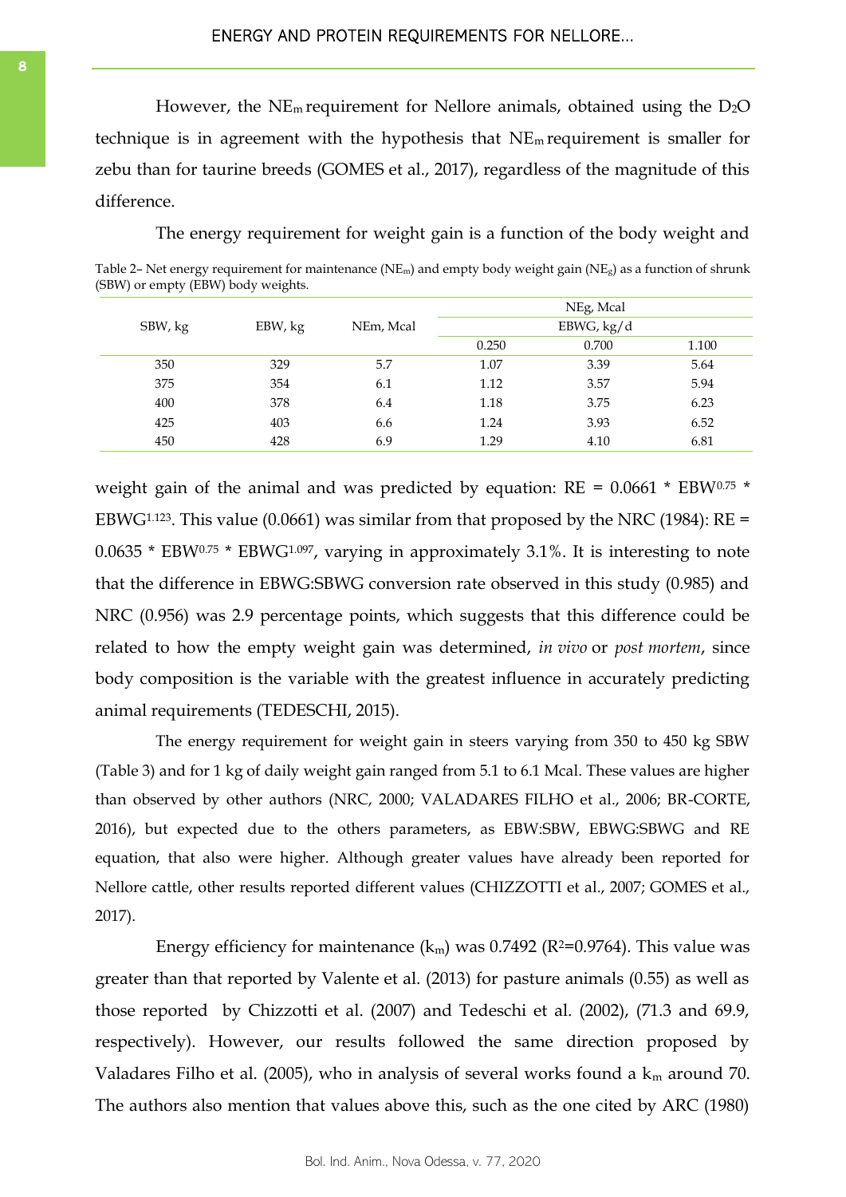However, the $NE_m$ requirement for Nellore animals, obtained using the $D_2O$ technique is in agreement with the hypothesis that $NE_m$ requirement is smaller for zebu than for taurine breeds (GOMES et al., 2017), regardless of the magnitude of this difference.

The energy requirement for weight gain is a function of the body weight and weight gain of the animal and was predicted by equation: RE = 0.0661 * $EBW^{0.75}$ * $EBWG^{1.123}$. This value (0.0661) was similar from that proposed by the NRC (1984): RE = 0.0635 * $EBW^{0.75}$ * $EBWG^{1.097}$, varying in approximately 3.1%. It is interesting to note that the difference in EBWG:SBWG conversion rate observed in this study (0.985) and NRC (0.956) was 2.9 percentage points, which suggests that this difference could be related to how the empty weight gain was determined, *in vivo* or *post mortem*, since body composition is the variable with the greatest influence in accurately predicting animal requirements (TEDESCHI, 2015).

Table 2– Net energy requirement for maintenance ($NE_m$) and empty body weight gain ($NE_g$) as a function of shrunk (SBW) or empty (EBW) body weights.

| SBW, kg | EBW, kg | NEm, Mcal | NEg, Mcal | | |
|---|---|---|---|---|---|
| | | | EBWG, kg/d | | |
| | | | 0.250 | 0.700 | 1.100 |
| 350 | 329 | 5.7 | 1.07 | 3.39 | 5.64 |
| 375 | 354 | 6.1 | 1.12 | 3.57 | 5.94 |
| 400 | 378 | 6.4 | 1.18 | 3.75 | 6.23 |
| 425 | 403 | 6.6 | 1.24 | 3.93 | 6.52 |
| 450 | 428 | 6.9 | 1.29 | 4.10 | 6.81 |

The energy requirement for weight gain in steers varying from 350 to 450 kg SBW (Table 3) and for 1 kg of daily weight gain ranged from 5.1 to 6.1 Mcal. These values are higher than observed by other authors (NRC, 2000; VALADARES FILHO et al., 2006; BR-CORTE, 2016), but expected due to the others parameters, as EBW:SBW, EBWG:SBWG and RE equation, that also were higher. Although greater values have already been reported for Nellore cattle, other results reported different values (CHIZZOTTI et al., 2007; GOMES et al., 2017).

Energy efficiency for maintenance ($k_m$) was 0.7492 ($R^2$=0.9764). This value was greater than that reported by Valente et al. (2013) for pasture animals (0.55) as well as those reported by Chizzotti et al. (2007) and Tedeschi et al. (2002), (71.3 and 69.9, respectively). However, our results followed the same direction proposed by Valadares Filho et al. (2005), who in analysis of several works found a $k_m$ around 70. The authors also mention that values above this, such as the one cited by ARC (1980)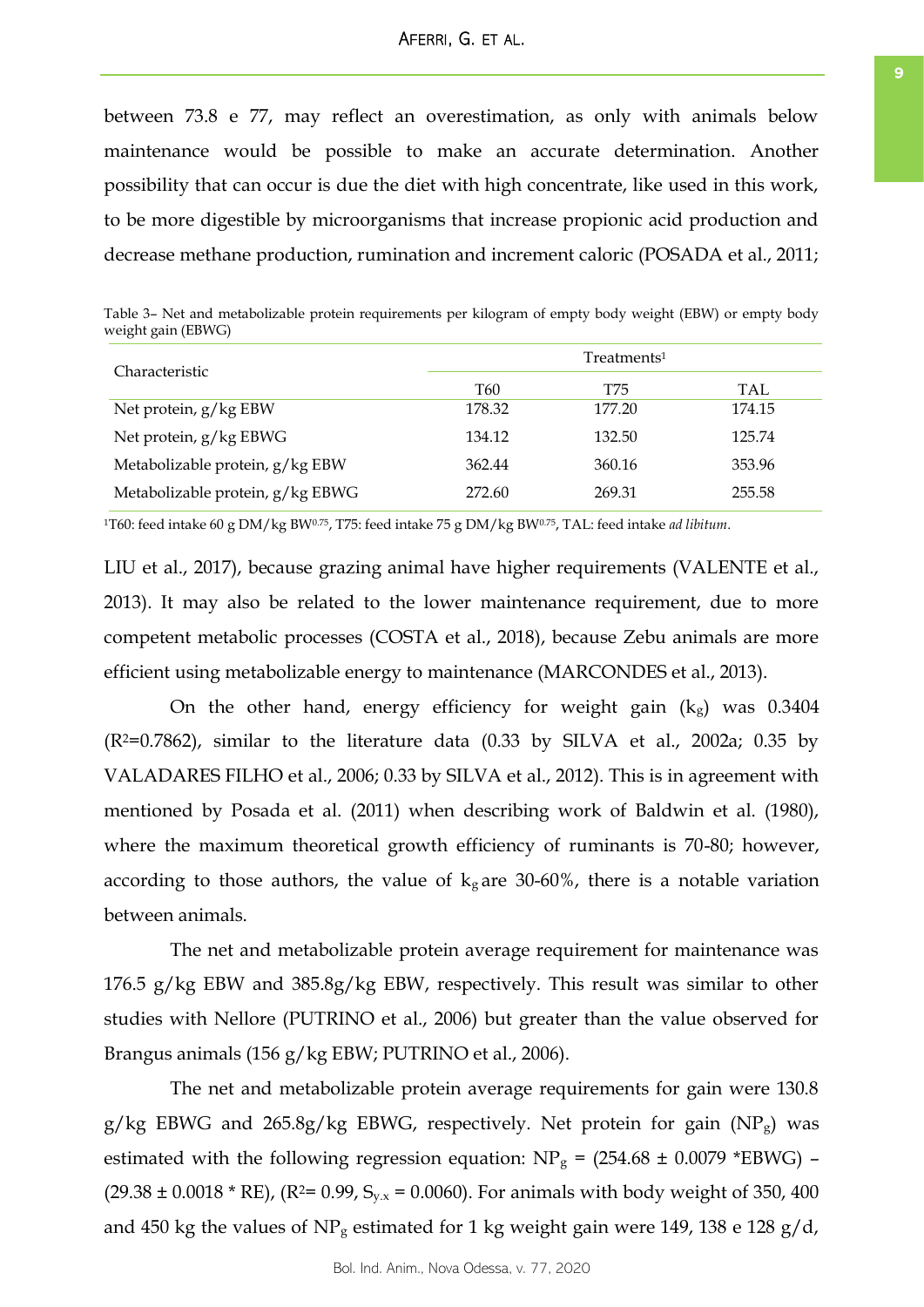between 73.8 e 77, may reflect an overestimation, as only with animals below maintenance would be possible to make an accurate determination. Another possibility that can occur is due the diet with high concentrate, like used in this work, to be more digestible by microorganisms that increase propionic acid production and decrease methane production, rumination and increment caloric (POSADA et al., 2011; LIU et al., 2017), because grazing animal have higher requirements (VALENTE et al., 2013). It may also be related to the lower maintenance requirement, due to more competent metabolic processes (COSTA et al., 2018), because Zebu animals are more efficient using metabolizable energy to maintenance (MARCONDES et al., 2013).

Table 3– Net and metabolizable protein requirements per kilogram of empty body weight (EBW) or empty body weight gain (EBWG)

| Characteristic | Treatments[1] | | |
|---|---|---|---|
| | T60 | T75 | TAL |
| Net protein, g/kg EBW | 178.32 | 177.20 | 174.15 |
| Net protein, g/kg EBWG | 134.12 | 132.50 | 125.74 |
| Metabolizable protein, g/kg EBW | 362.44 | 360.16 | 353.96 |
| Metabolizable protein, g/kg EBWG | 272.60 | 269.31 | 255.58 |

[1]T60: feed intake 60 g DM/kg $BW^{0.75}$, T75: feed intake 75 g DM/kg $BW^{0.75}$, TAL: feed intake *ad libitum*.

On the other hand, energy efficiency for weight gain ($k_g$) was 0.3404 ($R^2$=0.7862), similar to the literature data (0.33 by SILVA et al., 2002a; 0.35 by VALADARES FILHO et al., 2006; 0.33 by SILVA et al., 2012). This is in agreement with mentioned by Posada et al. (2011) when describing work of Baldwin et al. (1980), where the maximum theoretical growth efficiency of ruminants is 70-80; however, according to those authors, the value of $k_g$ are 30-60%, there is a notable variation between animals.

The net and metabolizable protein average requirement for maintenance was 176.5 g/kg EBW and 385.8g/kg EBW, respectively. This result was similar to other studies with Nellore (PUTRINO et al., 2006) but greater than the value observed for Brangus animals (156 g/kg EBW; PUTRINO et al., 2006).

The net and metabolizable protein average requirements for gain were 130.8 g/kg EBWG and 265.8g/kg EBWG, respectively. Net protein for gain ($NP_g$) was estimated with the following regression equation: $NP_g$ = (254.68 ± 0.0079 *EBWG) – (29.38 ± 0.0018 * RE), ($R^2$= 0.99, $S_{y.x}$ = 0.0060). For animals with body weight of 350, 400 and 450 kg the values of $NP_g$ estimated for 1 kg weight gain were 149, 138 e 128 g/d,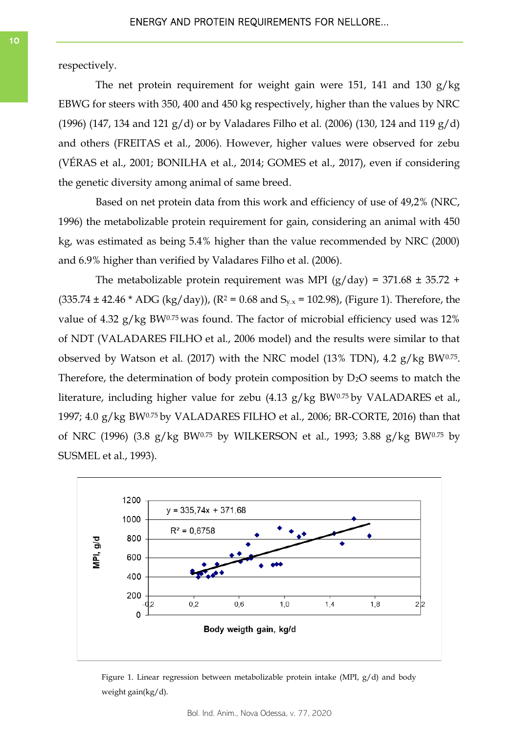respectively.

The net protein requirement for weight gain were 151, 141 and 130 g/kg EBWG for steers with 350, 400 and 450 kg respectively, higher than the values by NRC (1996) (147, 134 and 121 g/d) or by Valadares Filho et al. (2006) (130, 124 and 119 g/d) and others (FREITAS et al., 2006). However, higher values were observed for zebu (VÉRAS et al., 2001; BONILHA et al., 2014; GOMES et al., 2017), even if considering the genetic diversity among animal of same breed.

Based on net protein data from this work and efficiency of use of 49,2% (NRC, 1996) the metabolizable protein requirement for gain, considering an animal with 450 kg, was estimated as being 5.4% higher than the value recommended by NRC (2000) and 6.9% higher than verified by Valadares Filho et al. (2006).

The metabolizable protein requirement was MPI (g/day) = 371.68 ± 35.72 + (335.74 ± 42.46 * ADG (kg/day)), ($R^2$ = 0.68 and $S_{y.x}$ = 102.98), (Figure 1). Therefore, the value of 4.32 g/kg $BW^{0.75}$ was found. The factor of microbial efficiency used was 12% of NDT (VALADARES FILHO et al., 2006 model) and the results were similar to that observed by Watson et al. (2017) with the NRC model (13% TDN), 4.2 g/kg $BW^{0.75}$. Therefore, the determination of body protein composition by $D_2O$ seems to match the literature, including higher value for zebu (4.13 g/kg $BW^{0.75}$ by VALADARES et al., 1997; 4.0 g/kg $BW^{0.75}$ by VALADARES FILHO et al., 2006; BR-CORTE, 2016) than that of NRC (1996) (3.8 g/kg $BW^{0.75}$ by WILKERSON et al., 1993; 3.88 g/kg $BW^{0.75}$ by SUSMEL et al., 1993).

Figure 1. Linear regression between metabolizable protein intake (MPI, g/d) and body weight gain(kg/d).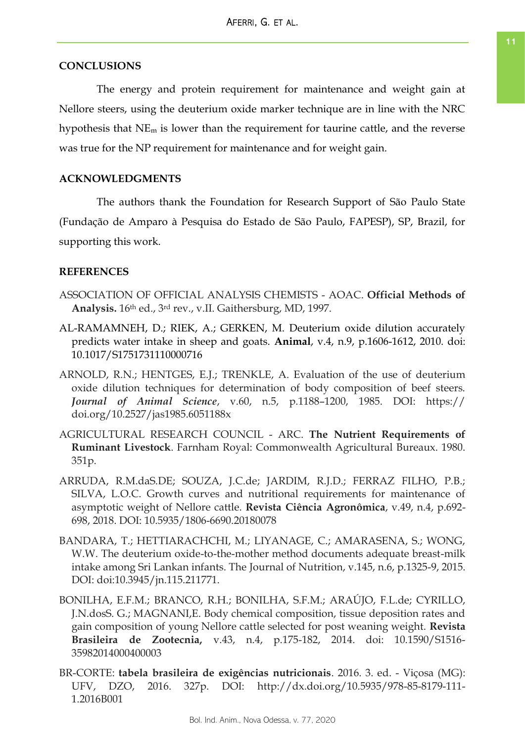## CONCLUSIONS

The energy and protein requirement for maintenance and weight gain at Nellore steers, using the deuterium oxide marker technique are in line with the NRC hypothesis that $NE_m$ is lower than the requirement for taurine cattle, and the reverse was true for the NP requirement for maintenance and for weight gain.

## ACKNOWLEDGMENTS

The authors thank the Foundation for Research Support of São Paulo State (Fundação de Amparo à Pesquisa do Estado de São Paulo, FAPESP), SP, Brazil, for supporting this work.

## REFERENCES

ASSOCIATION OF OFFICIAL ANALYSIS CHEMISTS - AOAC. **Official Methods of Analysis.** 16th ed., 3rd rev., v.II. Gaithersburg, MD, 1997.

AL-RAMAMNEH, D.; RIEK, A.; GERKEN, M. Deuterium oxide dilution accurately predicts water intake in sheep and goats. **Animal**, v.4, n.9, p.1606-1612, 2010. doi: 10.1017/S1751731110000716

ARNOLD, R.N.; HENTGES, E.J.; TRENKLE, A. Evaluation of the use of deuterium oxide dilution techniques for determination of body composition of beef steers. ***Journal of Animal Science***, v.60, n.5, p.1188–1200, 1985. DOI: https://doi.org/10.2527/jas1985.6051188x

AGRICULTURAL RESEARCH COUNCIL - ARC. **The Nutrient Requirements of Ruminant Livestock**. Farnham Royal: Commonwealth Agricultural Bureaux. 1980. 351p.

ARRUDA, R.M.daS.DE; SOUZA, J.C.de; JARDIM, R.J.D.; FERRAZ FILHO, P.B.; SILVA, L.O.C. Growth curves and nutritional requirements for maintenance of asymptotic weight of Nellore cattle. **Revista Ciência Agronômica**, v.49, n.4, p.692-698, 2018. DOI: 10.5935/1806-6690.20180078

BANDARA, T.; HETTIARACHCHI, M.; LIYANAGE, C.; AMARASENA, S.; WONG, W.W. The deuterium oxide-to-the-mother method documents adequate breast-milk intake among Sri Lankan infants. The Journal of Nutrition, v.145, n.6, p.1325-9, 2015. DOI: doi:10.3945/jn.115.211771.

BONILHA, E.F.M.; BRANCO, R.H.; BONILHA, S.F.M.; ARAÚJO, F.L.de; CYRILLO, J.N.dosS. G.; MAGNANI,E. Body chemical composition, tissue deposition rates and gain composition of young Nellore cattle selected for post weaning weight. **Revista Brasileira de Zootecnia,** v.43, n.4, p.175-182, 2014. doi: 10.1590/S1516-35982014000400003

BR-CORTE: **tabela brasileira de exigências nutricionais**. 2016. 3. ed. - Viçosa (MG): UFV, DZO, 2016. 327p. DOI: http://dx.doi.org/10.5935/978-85-8179-111-1.2016B001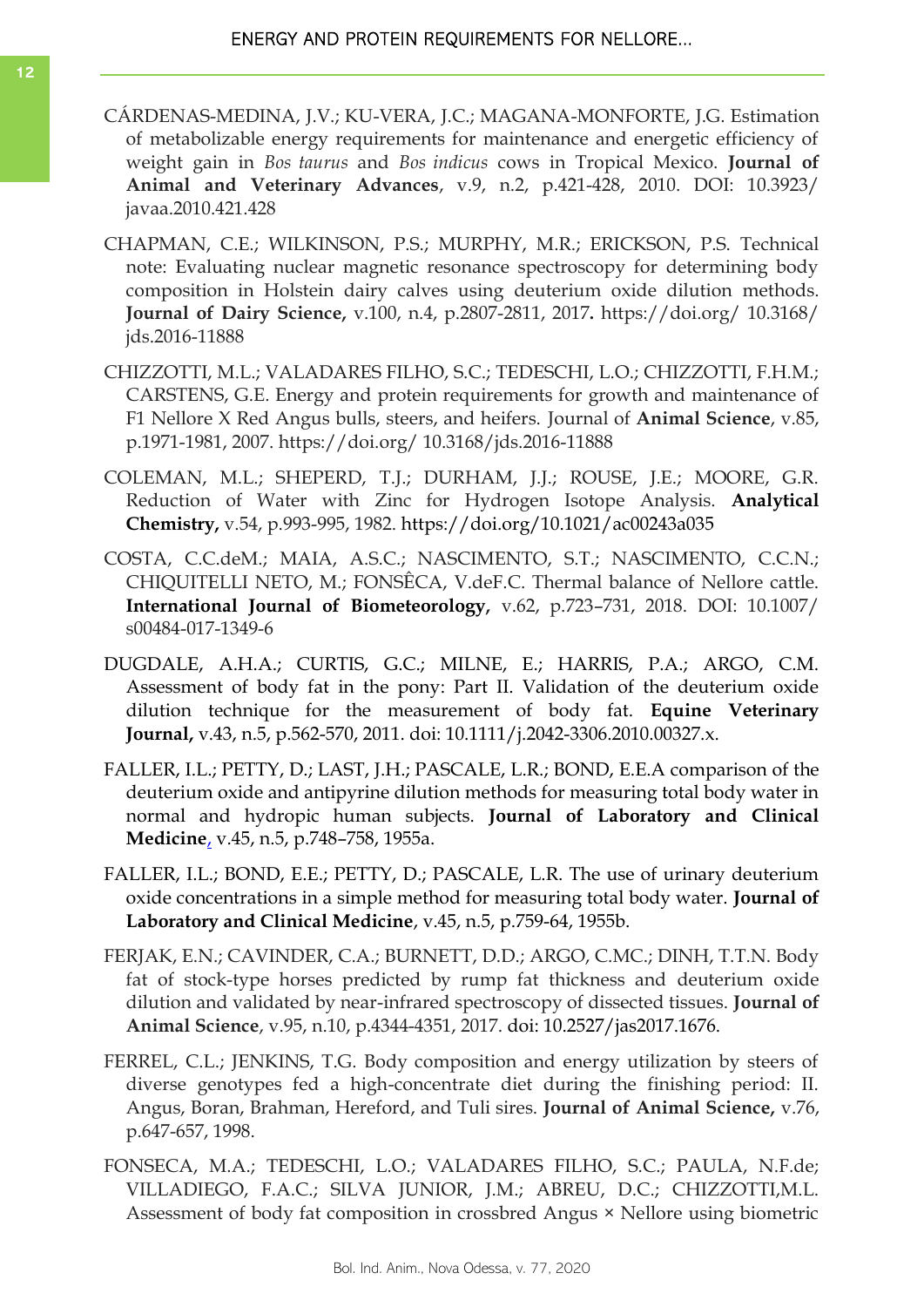CÁRDENAS-MEDINA, J.V.; KU-VERA, J.C.; MAGANA-MONFORTE, J.G. Estimation of metabolizable energy requirements for maintenance and energetic efficiency of weight gain in *Bos taurus* and *Bos indicus* cows in Tropical Mexico. **Journal of Animal and Veterinary Advances**, v.9, n.2, p.421-428, 2010. DOI: 10.3923/javaa.2010.421.428

CHAPMAN, C.E.; WILKINSON, P.S.; MURPHY, M.R.; ERICKSON, P.S. Technical note: Evaluating nuclear magnetic resonance spectroscopy for determining body composition in Holstein dairy calves using deuterium oxide dilution methods. **Journal of Dairy Science,** v.100, n.4, p.2807-2811, 2017**.** https://doi.org/ 10.3168/jds.2016-11888

CHIZZOTTI, M.L.; VALADARES FILHO, S.C.; TEDESCHI, L.O.; CHIZZOTTI, F.H.M.; CARSTENS, G.E. Energy and protein requirements for growth and maintenance of F1 Nellore X Red Angus bulls, steers, and heifers. Journal of **Animal Science**, v.85, p.1971-1981, 2007. https://doi.org/ 10.3168/jds.2016-11888

COLEMAN, M.L.; SHEPERD, T.J.; DURHAM, J.J.; ROUSE, J.E.; MOORE, G.R. Reduction of Water with Zinc for Hydrogen Isotope Analysis. **Analytical Chemistry,** v.54, p.993-995, 1982. https://doi.org/10.1021/ac00243a035

COSTA, C.C.deM.; MAIA, A.S.C.; NASCIMENTO, S.T.; NASCIMENTO, C.C.N.; CHIQUITELLI NETO, M.; FONSÊCA, V.deF.C. Thermal balance of Nellore cattle. **International Journal of Biometeorology,** v.62, p.723–731, 2018. DOI: 10.1007/s00484-017-1349-6

DUGDALE, A.H.A.; CURTIS, G.C.; MILNE, E.; HARRIS, P.A.; ARGO, C.M. Assessment of body fat in the pony: Part II. Validation of the deuterium oxide dilution technique for the measurement of body fat. **Equine Veterinary Journal,** v.43, n.5, p.562-570, 2011. doi: 10.1111/j.2042-3306.2010.00327.x.

FALLER, I.L.; PETTY, D.; LAST, J.H.; PASCALE, L.R.; BOND, E.E.A comparison of the deuterium oxide and antipyrine dilution methods for measuring total body water in normal and hydropic human subjects. **Journal of Laboratory and Clinical Medicine**, v.45, n.5, p.748–758, 1955a.

FALLER, I.L.; BOND, E.E.; PETTY, D.; PASCALE, L.R. The use of urinary deuterium oxide concentrations in a simple method for measuring total body water. **Journal of Laboratory and Clinical Medicine**, v.45, n.5, p.759-64, 1955b.

FERJAK, E.N.; CAVINDER, C.A.; BURNETT, D.D.; ARGO, C.MC.; DINH, T.T.N. Body fat of stock-type horses predicted by rump fat thickness and deuterium oxide dilution and validated by near-infrared spectroscopy of dissected tissues. **Journal of Animal Science**, v.95, n.10, p.4344-4351, 2017. doi: 10.2527/jas2017.1676.

FERREL, C.L.; JENKINS, T.G. Body composition and energy utilization by steers of diverse genotypes fed a high-concentrate diet during the finishing period: II. Angus, Boran, Brahman, Hereford, and Tuli sires. **Journal of Animal Science,** v.76, p.647-657, 1998.

FONSECA, M.A.; TEDESCHI, L.O.; VALADARES FILHO, S.C.; PAULA, N.F.de; VILLADIEGO, F.A.C.; SILVA JUNIOR, J.M.; ABREU, D.C.; CHIZZOTTI,M.L. Assessment of body fat composition in crossbred Angus × Nellore using biometric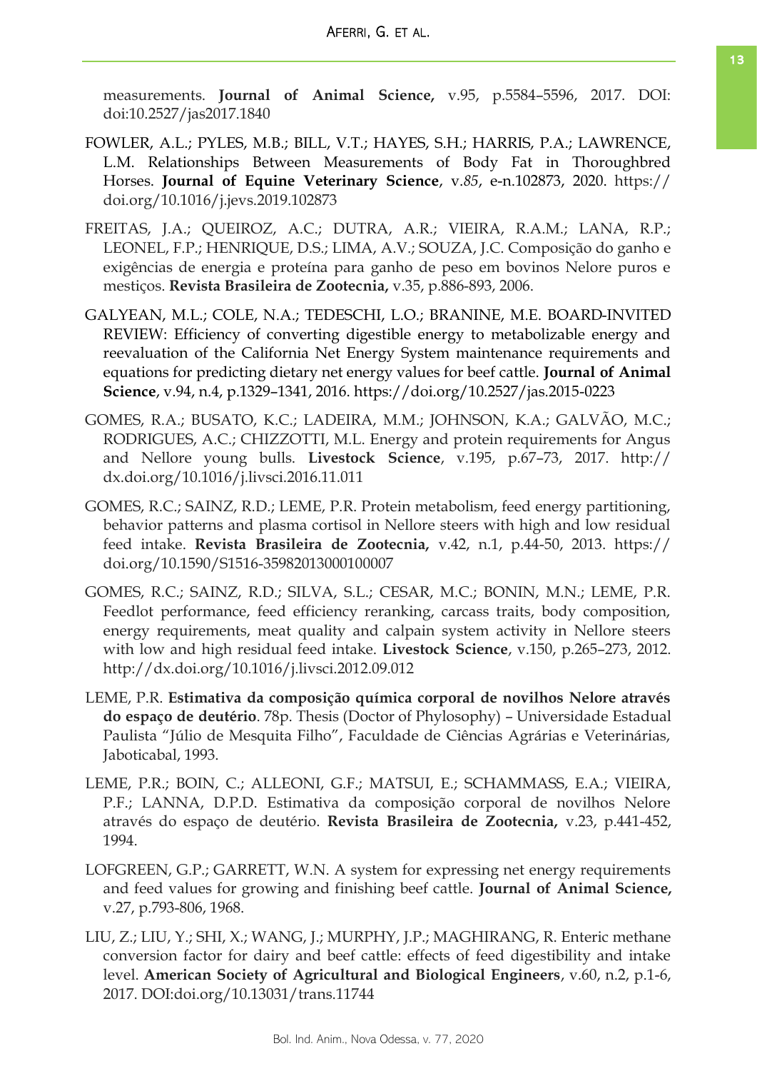measurements. **Journal of Animal Science,** v.95, p.5584–5596, 2017. DOI: doi:10.2527/jas2017.1840

FOWLER, A.L.; PYLES, M.B.; BILL, V.T.; HAYES, S.H.; HARRIS, P.A.; LAWRENCE, L.M. Relationships Between Measurements of Body Fat in Thoroughbred Horses. **Journal of Equine Veterinary Science**, v.*85*, e-n.102873, 2020. https://doi.org/10.1016/j.jevs.2019.102873

FREITAS, J.A.; QUEIROZ, A.C.; DUTRA, A.R.; VIEIRA, R.A.M.; LANA, R.P.; LEONEL, F.P.; HENRIQUE, D.S.; LIMA, A.V.; SOUZA, J.C. Composição do ganho e exigências de energia e proteína para ganho de peso em bovinos Nelore puros e mestiços. **Revista Brasileira de Zootecnia,** v.35, p.886-893, 2006.

GALYEAN, M.L.; COLE, N.A.; TEDESCHI, L.O.; BRANINE, M.E. BOARD-INVITED REVIEW: Efficiency of converting digestible energy to metabolizable energy and reevaluation of the California Net Energy System maintenance requirements and equations for predicting dietary net energy values for beef cattle. **Journal of Animal Science**, v.94, n.4, p.1329–1341, 2016. https://doi.org/10.2527/jas.2015-0223

GOMES, R.A.; BUSATO, K.C.; LADEIRA, M.M.; JOHNSON, K.A.; GALVÃO, M.C.; RODRIGUES, A.C.; CHIZZOTTI, M.L. Energy and protein requirements for Angus and Nellore young bulls. **Livestock Science**, v.195, p.67–73, 2017. http://dx.doi.org/10.1016/j.livsci.2016.11.011

GOMES, R.C.; SAINZ, R.D.; LEME, P.R. Protein metabolism, feed energy partitioning, behavior patterns and plasma cortisol in Nellore steers with high and low residual feed intake. **Revista Brasileira de Zootecnia,** v.42, n.1, p.44-50, 2013. https://doi.org/10.1590/S1516-35982013000100007

GOMES, R.C.; SAINZ, R.D.; SILVA, S.L.; CESAR, M.C.; BONIN, M.N.; LEME, P.R. Feedlot performance, feed efficiency reranking, carcass traits, body composition, energy requirements, meat quality and calpain system activity in Nellore steers with low and high residual feed intake. **Livestock Science**, v.150, p.265–273, 2012. http://dx.doi.org/10.1016/j.livsci.2012.09.012

LEME, P.R. **Estimativa da composição química corporal de novilhos Nelore através do espaço de deutério**. 78p. Thesis (Doctor of Phylosophy) – Universidade Estadual Paulista "Júlio de Mesquita Filho", Faculdade de Ciências Agrárias e Veterinárias, Jaboticabal, 1993.

LEME, P.R.; BOIN, C.; ALLEONI, G.F.; MATSUI, E.; SCHAMMASS, E.A.; VIEIRA, P.F.; LANNA, D.P.D. Estimativa da composição corporal de novilhos Nelore através do espaço de deutério. **Revista Brasileira de Zootecnia,** v.23, p.441-452, 1994.

LOFGREEN, G.P.; GARRETT, W.N. A system for expressing net energy requirements and feed values for growing and finishing beef cattle. **Journal of Animal Science,** v.27, p.793-806, 1968.

LIU, Z.; LIU, Y.; SHI, X.; WANG, J.; MURPHY, J.P.; MAGHIRANG, R. Enteric methane conversion factor for dairy and beef cattle: effects of feed digestibility and intake level. **American Society of Agricultural and Biological Engineers**, v.60, n.2, p.1-6, 2017. DOI:doi.org/10.13031/trans.11744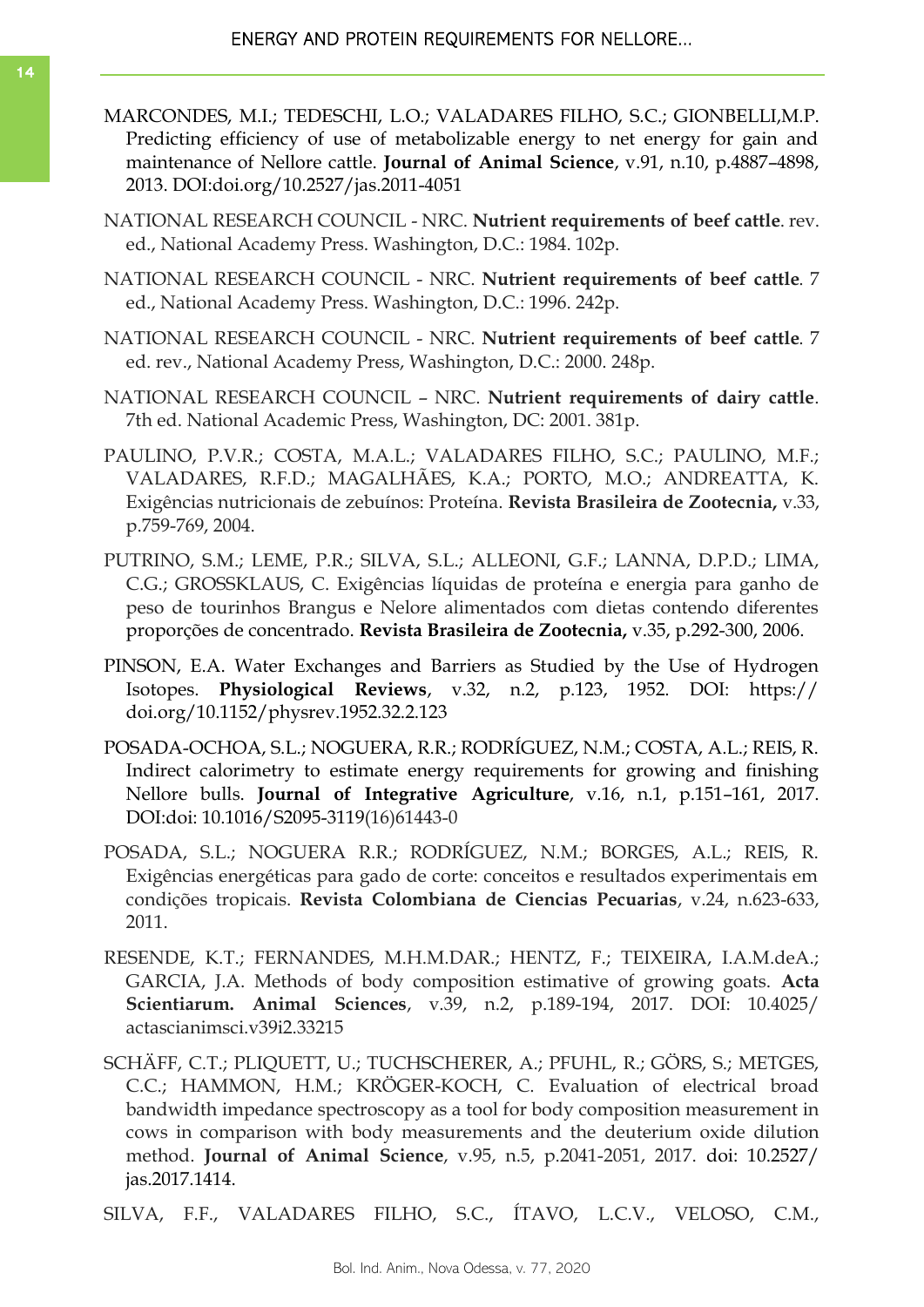MARCONDES, M.I.; TEDESCHI, L.O.; VALADARES FILHO, S.C.; GIONBELLI,M.P. Predicting efficiency of use of metabolizable energy to net energy for gain and maintenance of Nellore cattle. **Journal of Animal Science**, v.91, n.10, p.4887–4898, 2013. DOI:doi.org/10.2527/jas.2011-4051

NATIONAL RESEARCH COUNCIL - NRC. **Nutrient requirements of beef cattle**. rev. ed., National Academy Press. Washington, D.C.: 1984. 102p.

NATIONAL RESEARCH COUNCIL - NRC. **Nutrient requirements of beef cattle**. 7 ed., National Academy Press. Washington, D.C.: 1996. 242p.

NATIONAL RESEARCH COUNCIL - NRC. **Nutrient requirements of beef cattle**. 7 ed. rev., National Academy Press, Washington, D.C.: 2000. 248p.

NATIONAL RESEARCH COUNCIL – NRC. **Nutrient requirements of dairy cattle**. 7th ed. National Academic Press, Washington, DC: 2001. 381p.

PAULINO, P.V.R.; COSTA, M.A.L.; VALADARES FILHO, S.C.; PAULINO, M.F.; VALADARES, R.F.D.; MAGALHÃES, K.A.; PORTO, M.O.; ANDREATTA, K. Exigências nutricionais de zebuínos: Proteína. **Revista Brasileira de Zootecnia,** v.33, p.759-769, 2004.

PUTRINO, S.M.; LEME, P.R.; SILVA, S.L.; ALLEONI, G.F.; LANNA, D.P.D.; LIMA, C.G.; GROSSKLAUS, C. Exigências líquidas de proteína e energia para ganho de peso de tourinhos Brangus e Nelore alimentados com dietas contendo diferentes proporções de concentrado. **Revista Brasileira de Zootecnia,** v.35, p.292-300, 2006.

PINSON, E.A. Water Exchanges and Barriers as Studied by the Use of Hydrogen Isotopes. **Physiological Reviews**, v.32, n.2, p.123, 1952. DOI: https://doi.org/10.1152/physrev.1952.32.2.123

POSADA-OCHOA, S.L.; NOGUERA, R.R.; RODRÍGUEZ, N.M.; COSTA, A.L.; REIS, R. Indirect calorimetry to estimate energy requirements for growing and finishing Nellore bulls. **Journal of Integrative Agriculture**, v.16, n.1, p.151–161, 2017. DOI:doi: 10.1016/S2095-3119(16)61443-0

POSADA, S.L.; NOGUERA R.R.; RODRÍGUEZ, N.M.; BORGES, A.L.; REIS, R. Exigências energéticas para gado de corte: conceitos e resultados experimentais em condições tropicais. **Revista Colombiana de Ciencias Pecuarias**, v.24, n.623-633, 2011.

RESENDE, K.T.; FERNANDES, M.H.M.DAR.; HENTZ, F.; TEIXEIRA, I.A.M.deA.; GARCIA, J.A. Methods of body composition estimative of growing goats. **Acta Scientiarum. Animal Sciences**, v.39, n.2, p.189-194, 2017. DOI: 10.4025/actascianimsci.v39i2.33215

SCHÄFF, C.T.; PLIQUETT, U.; TUCHSCHERER, A.; PFUHL, R.; GÖRS, S.; METGES, C.C.; HAMMON, H.M.; KRÖGER-KOCH, C. Evaluation of electrical broad bandwidth impedance spectroscopy as a tool for body composition measurement in cows in comparison with body measurements and the deuterium oxide dilution method. **Journal of Animal Science**, v.95, n.5, p.2041-2051, 2017. doi: 10.2527/jas.2017.1414.

SILVA, F.F., VALADARES FILHO, S.C., ÍTAVO, L.C.V., VELOSO, C.M.,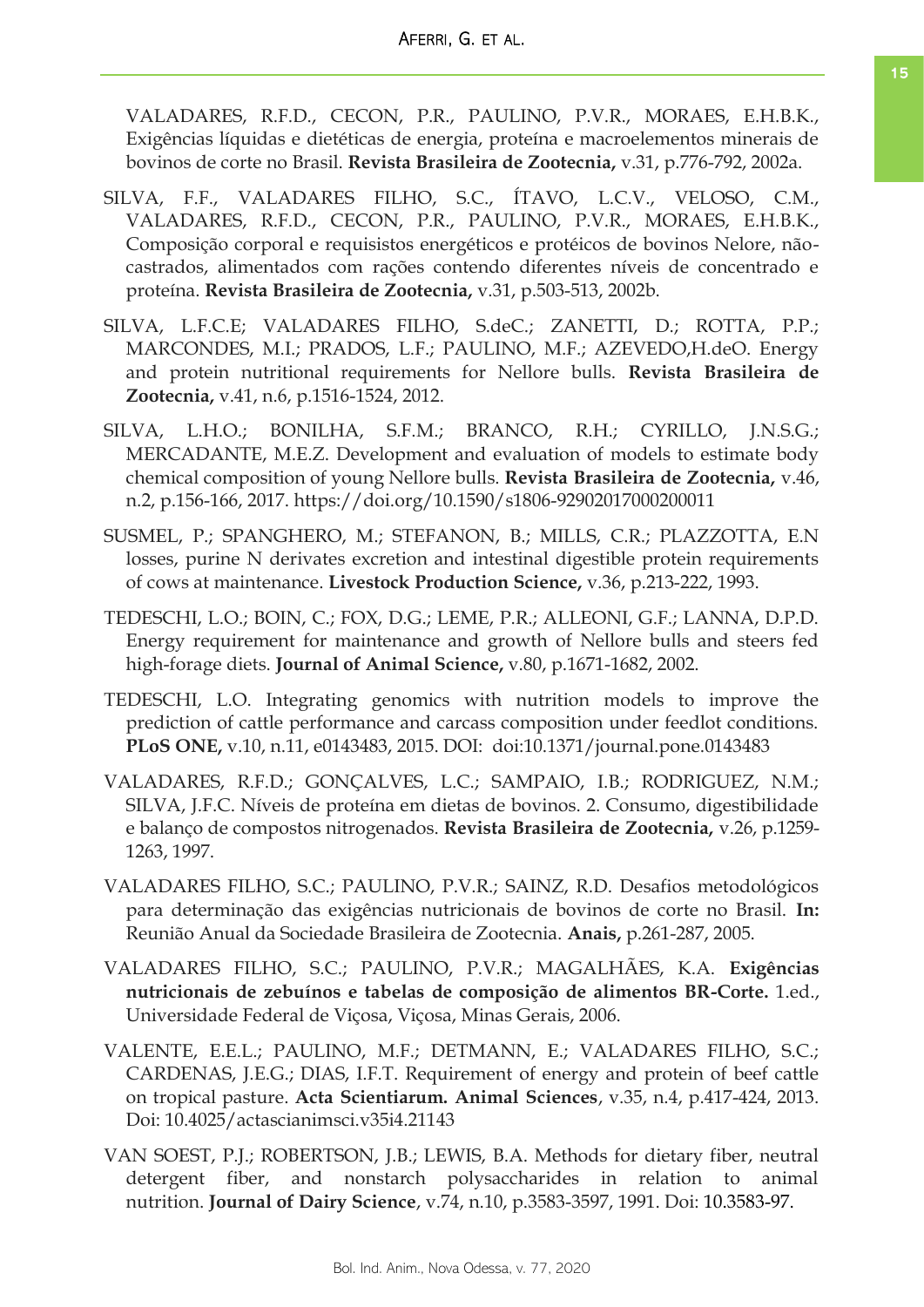VALADARES, R.F.D., CECON, P.R., PAULINO, P.V.R., MORAES, E.H.B.K., Exigências líquidas e dietéticas de energia, proteína e macroelementos minerais de bovinos de corte no Brasil. **Revista Brasileira de Zootecnia,** v.31, p.776-792, 2002a.

SILVA, F.F., VALADARES FILHO, S.C., ÍTAVO, L.C.V., VELOSO, C.M., VALADARES, R.F.D., CECON, P.R., PAULINO, P.V.R., MORAES, E.H.B.K., Composição corporal e requisistos energéticos e protéicos de bovinos Nelore, não-castrados, alimentados com rações contendo diferentes níveis de concentrado e proteína. **Revista Brasileira de Zootecnia,** v.31, p.503-513, 2002b.

SILVA, L.F.C.E; VALADARES FILHO, S.deC.; ZANETTI, D.; ROTTA, P.P.; MARCONDES, M.I.; PRADOS, L.F.; PAULINO, M.F.; AZEVEDO,H.deO. Energy and protein nutritional requirements for Nellore bulls. **Revista Brasileira de Zootecnia,** v.41, n.6, p.1516-1524, 2012.

SILVA, L.H.O.; BONILHA, S.F.M.; BRANCO, R.H.; CYRILLO, J.N.S.G.; MERCADANTE, M.E.Z. Development and evaluation of models to estimate body chemical composition of young Nellore bulls. **Revista Brasileira de Zootecnia,** v.46, n.2, p.156-166, 2017. https://doi.org/10.1590/s1806-92902017000200011

SUSMEL, P.; SPANGHERO, M.; STEFANON, B.; MILLS, C.R.; PLAZZOTTA, E.N losses, purine N derivates excretion and intestinal digestible protein requirements of cows at maintenance. **Livestock Production Science,** v.36, p.213-222, 1993.

TEDESCHI, L.O.; BOIN, C.; FOX, D.G.; LEME, P.R.; ALLEONI, G.F.; LANNA, D.P.D. Energy requirement for maintenance and growth of Nellore bulls and steers fed high-forage diets. **Journal of Animal Science,** v.80, p.1671-1682, 2002.

TEDESCHI, L.O. Integrating genomics with nutrition models to improve the prediction of cattle performance and carcass composition under feedlot conditions. **PLoS ONE,** v.10, n.11, e0143483, 2015. DOI: doi:10.1371/journal.pone.0143483

VALADARES, R.F.D.; GONÇALVES, L.C.; SAMPAIO, I.B.; RODRIGUEZ, N.M.; SILVA, J.F.C. Níveis de proteína em dietas de bovinos. 2. Consumo, digestibilidade e balanço de compostos nitrogenados. **Revista Brasileira de Zootecnia,** v.26, p.1259-1263, 1997.

VALADARES FILHO, S.C.; PAULINO, P.V.R.; SAINZ, R.D. Desafios metodológicos para determinação das exigências nutricionais de bovinos de corte no Brasil. **In:** Reunião Anual da Sociedade Brasileira de Zootecnia. **Anais,** p.261-287, 2005.

VALADARES FILHO, S.C.; PAULINO, P.V.R.; MAGALHÃES, K.A. **Exigências nutricionais de zebuínos e tabelas de composição de alimentos BR-Corte.** 1.ed., Universidade Federal de Viçosa, Viçosa, Minas Gerais, 2006.

VALENTE, E.E.L.; PAULINO, M.F.; DETMANN, E.; VALADARES FILHO, S.C.; CARDENAS, J.E.G.; DIAS, I.F.T. Requirement of energy and protein of beef cattle on tropical pasture. **Acta Scientiarum. Animal Sciences**, v.35, n.4, p.417-424, 2013. Doi: 10.4025/actascianimsci.v35i4.21143

VAN SOEST, P.J.; ROBERTSON, J.B.; LEWIS, B.A. Methods for dietary fiber, neutral detergent fiber, and nonstarch polysaccharides in relation to animal nutrition. **Journal of Dairy Science**, v.74, n.10, p.3583-3597, 1991. Doi: 10.3583-97.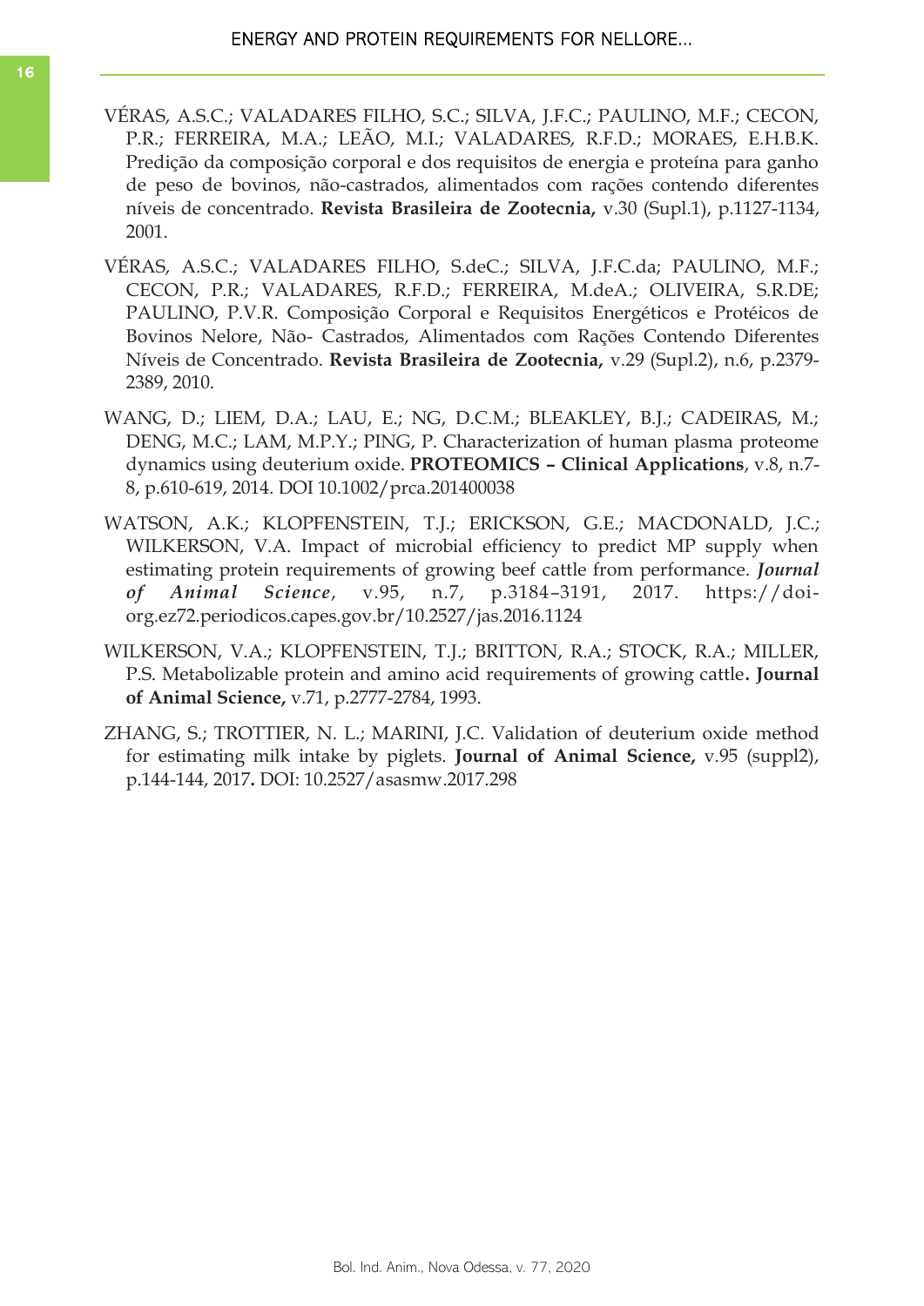VÉRAS, A.S.C.; VALADARES FILHO, S.C.; SILVA, J.F.C.; PAULINO, M.F.; CECON, P.R.; FERREIRA, M.A.; LEÃO, M.I.; VALADARES, R.F.D.; MORAES, E.H.B.K. Predição da composição corporal e dos requisitos de energia e proteína para ganho de peso de bovinos, não-castrados, alimentados com rações contendo diferentes níveis de concentrado. **Revista Brasileira de Zootecnia,** v.30 (Supl.1), p.1127-1134, 2001.

VÉRAS, A.S.C.; VALADARES FILHO, S.deC.; SILVA, J.F.C.da; PAULINO, M.F.; CECON, P.R.; VALADARES, R.F.D.; FERREIRA, M.deA.; OLIVEIRA, S.R.DE; PAULINO, P.V.R. Composição Corporal e Requisitos Energéticos e Protéicos de Bovinos Nelore, Não- Castrados, Alimentados com Rações Contendo Diferentes Níveis de Concentrado. **Revista Brasileira de Zootecnia,** v.29 (Supl.2), n.6, p.2379-2389, 2010.

WANG, D.; LIEM, D.A.; LAU, E.; NG, D.C.M.; BLEAKLEY, B.J.; CADEIRAS, M.; DENG, M.C.; LAM, M.P.Y.; PING, P. Characterization of human plasma proteome dynamics using deuterium oxide. **PROTEOMICS – Clinical Applications**, v.8, n.7-8, p.610-619, 2014. DOI 10.1002/prca.201400038

WATSON, A.K.; KLOPFENSTEIN, T.J.; ERICKSON, G.E.; MACDONALD, J.C.; WILKERSON, V.A. Impact of microbial efficiency to predict MP supply when estimating protein requirements of growing beef cattle from performance. ***Journal of Animal Science***, v.95, n.7, p.3184–3191, 2017. https://doi-org.ez72.periodicos.capes.gov.br/10.2527/jas.2016.1124

WILKERSON, V.A.; KLOPFENSTEIN, T.J.; BRITTON, R.A.; STOCK, R.A.; MILLER, P.S. Metabolizable protein and amino acid requirements of growing cattle**. Journal of Animal Science,** v.71, p.2777-2784, 1993.

ZHANG, S.; TROTTIER, N. L.; MARINI, J.C. Validation of deuterium oxide method for estimating milk intake by piglets. **Journal of Animal Science,** v.95 (suppl2), p.144-144, 2017**.** DOI: 10.2527/asasmw.2017.298